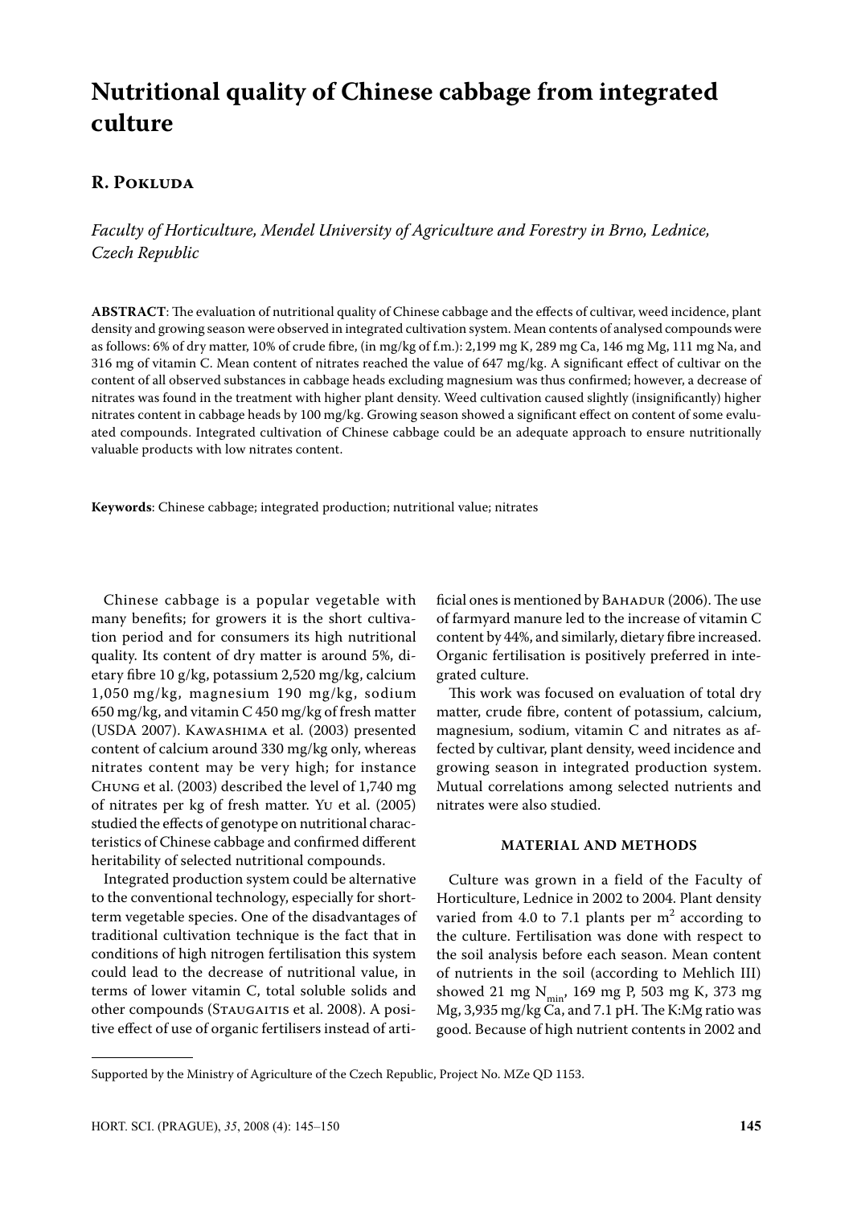# Nutritional quality of Chinese cabbage from integrated culture

## R. Pokluda

*Faculty of Horticulture, Mendel University of Agriculture and Forestry in Brno, Lednice, Czech Republic*

**ABSTRACT**: The evaluation of nutritional quality of Chinese cabbage and the effects of cultivar, weed incidence, plant density and growing season were observed in integrated cultivation system. Mean contents of analysed compounds were as follows: 6% of dry matter, 10% of crude fibre, (in mg/kg of f.m.): 2,199 mg K, 289 mg Ca, 146 mg Mg, 111 mg Na, and 316 mg of vitamin C. Mean content of nitrates reached the value of 647 mg/kg. A significant effect of cultivar on the content of all observed substances in cabbage heads excluding magnesium was thus confirmed; however, a decrease of nitrates was found in the treatment with higher plant density. Weed cultivation caused slightly (insignificantly) higher nitrates content in cabbage heads by 100 mg/kg. Growing season showed a significant effect on content of some evaluated compounds. Integrated cultivation of Chinese cabbage could be an adequate approach to ensure nutritionally valuable products with low nitrates content.

**Keywords**: Chinese cabbage; integrated production; nutritional value; nitrates

Chinese cabbage is a popular vegetable with many benefits; for growers it is the short cultivation period and for consumers its high nutritional quality. Its content of dry matter is around 5%, dietary fibre 10 g/kg, potassium 2,520 mg/kg, calcium 1,050 mg/kg, magnesium 190 mg/kg, sodium 650 mg/kg, and vitamin C 450 mg/kg of fresh matter (USDA 2007). Kawashima et al. (2003) presented content of calcium around 330 mg/kg only, whereas nitrates content may be very high; for instance Chung et al. (2003) described the level of 1,740 mg of nitrates per kg of fresh matter. Yu et al. (2005) studied the effects of genotype on nutritional characteristics of Chinese cabbage and confirmed different heritability of selected nutritional compounds.

Integrated production system could be alternative to the conventional technology, especially for short-term vegetable species. One of the disadvantages of traditional cultivation technique is the fact that in conditions of high nitrogen fertilisation this system could lead to the decrease of nutritional value, in terms of lower vitamin C, total soluble solids and other compounds (Staugaitis et al. 2008). A positive effect of use of organic fertilisers instead of artificial ones is mentioned by Bahadur (2006). The use of farmyard manure led to the increase of vitamin C content by 44%, and similarly, dietary fibre increased. Organic fertilisation is positively preferred in integrated culture.

This work was focused on evaluation of total dry matter, crude fibre, content of potassium, calcium, magnesium, sodium, vitamin C and nitrates as affected by cultivar, plant density, weed incidence and growing season in integrated production system. Mutual correlations among selected nutrients and nitrates were also studied.

## MATERIAL AND METHODS

Culture was grown in a field of the Faculty of Horticulture, Lednice in 2002 to 2004. Plant density varied from 4.0 to 7.1 plants per $m^2$ according to the culture. Fertilisation was done with respect to the soil analysis before each season. Mean content of nutrients in the soil (according to Mehlich III) showed 21 mg $N_{min}$, 169 mg P, 503 mg K, 373 mg Mg, 3,935 mg/kg Ca, and 7.1 pH. The K:Mg ratio was good. Because of high nutrient contents in 2002 and

Supported by the Ministry of Agriculture of the Czech Republic, Project No. MZe QD 1153.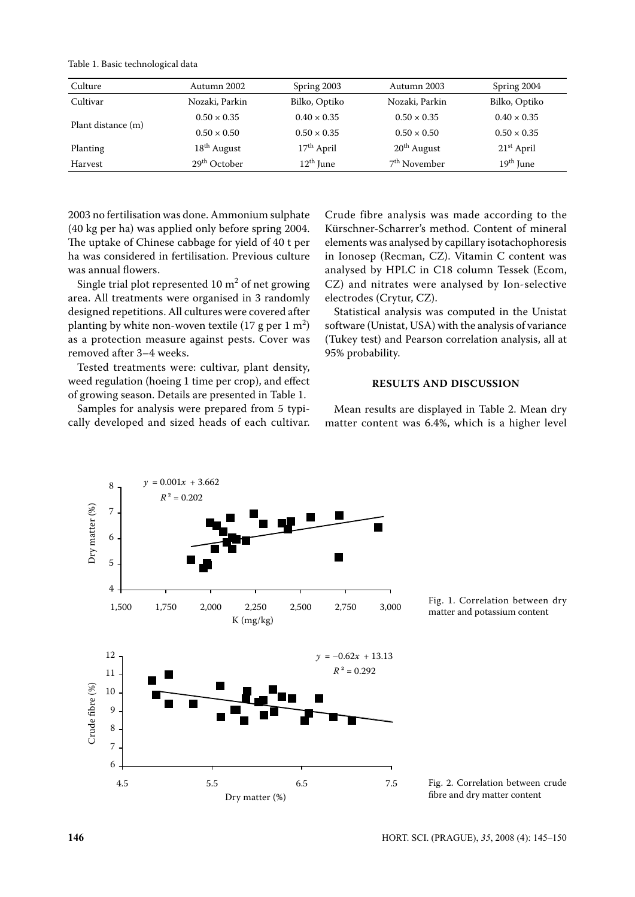Table 1. Basic technological data

| Culture | Autumn 2002 | Spring 2003 | Autumn 2003 | Spring 2004 |
|---|---|---|---|---|
| Cultivar | Nozaki, Parkin | Bilko, Optiko | Nozaki, Parkin | Bilko, Optiko |
| Plant distance (m) | 0.50 × 0.35 | 0.40 × 0.35 | 0.50 × 0.35 | 0.40 × 0.35 |
| | 0.50 × 0.50 | 0.50 × 0.35 | 0.50 × 0.50 | 0.50 × 0.35 |
| Planting | 18th August | 17th April | 20th August | 21st April |
| Harvest | 29th October | 12th June | 7th November | 19th June |

2003 no fertilisation was done. Ammonium sulphate (40 kg per ha) was applied only before spring 2004. The uptake of Chinese cabbage for yield of 40 t per ha was considered in fertilisation. Previous culture was annual flowers.

Single trial plot represented 10 $m^2$ of net growing area. All treatments were organised in 3 randomly designed repetitions. All cultures were covered after planting by white non-woven textile (17 g per 1 $m^2$) as a protection measure against pests. Cover was removed after 3–4 weeks.

Tested treatments were: cultivar, plant density, weed regulation (hoeing 1 time per crop), and effect of growing season. Details are presented in Table 1.

Samples for analysis were prepared from 5 typically developed and sized heads of each cultivar. Crude fibre analysis was made according to the Kürschner-Scharrer's method. Content of mineral elements was analysed by capillary isotachophoresis in Ionosep (Recman, CZ). Vitamin C content was analysed by HPLC in C18 column Tessek (Ecom, CZ) and nitrates were analysed by Ion-selective electrodes (Crytur, CZ).

Statistical analysis was computed in the Unistat software (Unistat, USA) with the analysis of variance (Tukey test) and Pearson correlation analysis, all at 95% probability.

## RESULTS AND DISCUSSION

Mean results are displayed in Table 2. Mean dry matter content was 6.4%, which is a higher level

$y = 0.001x + 3.662$, $R^2 = 0.202$

Fig. 1. Correlation between dry matter and potassium content

$y = -0.62x + 13.13$, $R^2 = 0.292$

Fig. 2. Correlation between crude fibre and dry matter content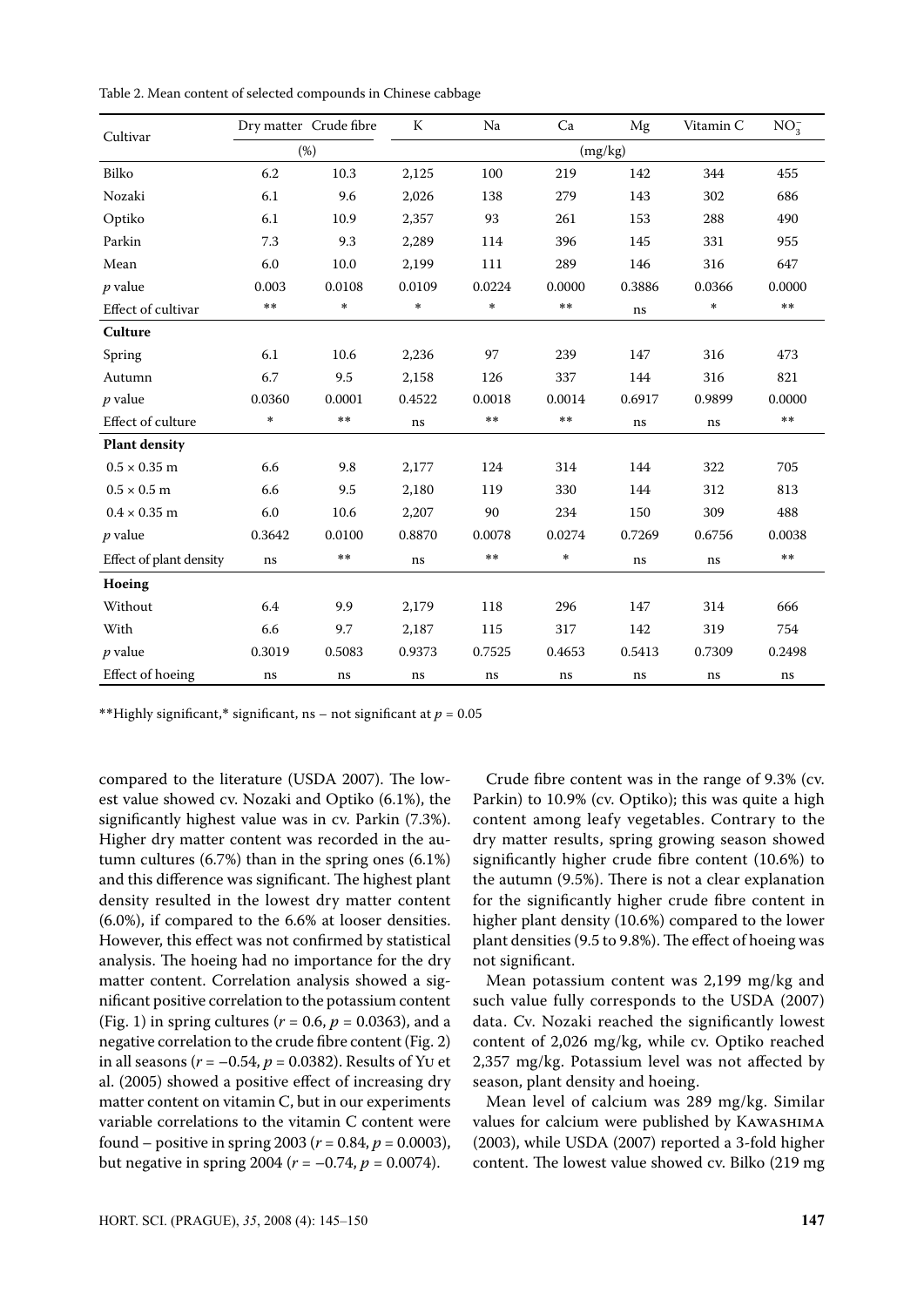Table 2. Mean content of selected compounds in Chinese cabbage

| Cultivar | Dry matter | Crude fibre | K | Na | Ca | Mg | Vitamin C | $NO_3^-$ |
|---|---|---|---|---|---|---|---|---|
| | (%) | | (mg/kg) | | | | | |
| Bilko | 6.2 | 10.3 | 2,125 | 100 | 219 | 142 | 344 | 455 |
| Nozaki | 6.1 | 9.6 | 2,026 | 138 | 279 | 143 | 302 | 686 |
| Optiko | 6.1 | 10.9 | 2,357 | 93 | 261 | 153 | 288 | 490 |
| Parkin | 7.3 | 9.3 | 2,289 | 114 | 396 | 145 | 331 | 955 |
| Mean | 6.0 | 10.0 | 2,199 | 111 | 289 | 146 | 316 | 647 |
| *p* value | 0.003 | 0.0108 | 0.0109 | 0.0224 | 0.0000 | 0.3886 | 0.0366 | 0.0000 |
| Effect of cultivar | ** | * | * | * | ** | ns | * | ** |
| **Culture** | | | | | | | | |
| Spring | 6.1 | 10.6 | 2,236 | 97 | 239 | 147 | 316 | 473 |
| Autumn | 6.7 | 9.5 | 2,158 | 126 | 337 | 144 | 316 | 821 |
| *p* value | 0.0360 | 0.0001 | 0.4522 | 0.0018 | 0.0014 | 0.6917 | 0.9899 | 0.0000 |
| Effect of culture | * | ** | ns | ** | ** | ns | ns | ** |
| **Plant density** | | | | | | | | |
| 0.5 × 0.35 m | 6.6 | 9.8 | 2,177 | 124 | 314 | 144 | 322 | 705 |
| 0.5 × 0.5 m | 6.6 | 9.5 | 2,180 | 119 | 330 | 144 | 312 | 813 |
| 0.4 × 0.35 m | 6.0 | 10.6 | 2,207 | 90 | 234 | 150 | 309 | 488 |
| *p* value | 0.3642 | 0.0100 | 0.8870 | 0.0078 | 0.0274 | 0.7269 | 0.6756 | 0.0038 |
| Effect of plant density | ns | ** | ns | ** | * | ns | ns | ** |
| **Hoeing** | | | | | | | | |
| Without | 6.4 | 9.9 | 2,179 | 118 | 296 | 147 | 314 | 666 |
| With | 6.6 | 9.7 | 2,187 | 115 | 317 | 142 | 319 | 754 |
| *p* value | 0.3019 | 0.5083 | 0.9373 | 0.7525 | 0.4653 | 0.5413 | 0.7309 | 0.2498 |
| Effect of hoeing | ns | ns | ns | ns | ns | ns | ns | ns |

**Highly significant,* significant, ns – not significant at $p = 0.05$

compared to the literature (USDA 2007). The lowest value showed cv. Nozaki and Optiko (6.1%), the significantly highest value was in cv. Parkin (7.3%). Higher dry matter content was recorded in the autumn cultures (6.7%) than in the spring ones (6.1%) and this difference was significant. The highest plant density resulted in the lowest dry matter content (6.0%), if compared to the 6.6% at looser densities. However, this effect was not confirmed by statistical analysis. The hoeing had no importance for the dry matter content. Correlation analysis showed a significant positive correlation to the potassium content (Fig. 1) in spring cultures ($r = 0.6$, $p = 0.0363$), and a negative correlation to the crude fibre content (Fig. 2) in all seasons ($r = -0.54$, $p = 0.0382$). Results of Yu et al. (2005) showed a positive effect of increasing dry matter content on vitamin C, but in our experiments variable correlations to the vitamin C content were found – positive in spring 2003 ($r = 0.84$, $p = 0.0003$), but negative in spring 2004 ($r = -0.74$, $p = 0.0074$).

Crude fibre content was in the range of 9.3% (cv. Parkin) to 10.9% (cv. Optiko); this was quite a high content among leafy vegetables. Contrary to the dry matter results, spring growing season showed significantly higher crude fibre content (10.6%) to the autumn (9.5%). There is not a clear explanation for the significantly higher crude fibre content in higher plant density (10.6%) compared to the lower plant densities (9.5 to 9.8%). The effect of hoeing was not significant.

Mean potassium content was 2,199 mg/kg and such value fully corresponds to the USDA (2007) data. Cv. Nozaki reached the significantly lowest content of 2,026 mg/kg, while cv. Optiko reached 2,357 mg/kg. Potassium level was not affected by season, plant density and hoeing.

Mean level of calcium was 289 mg/kg. Similar values for calcium were published by Kawashima (2003), while USDA (2007) reported a 3-fold higher content. The lowest value showed cv. Bilko (219 mg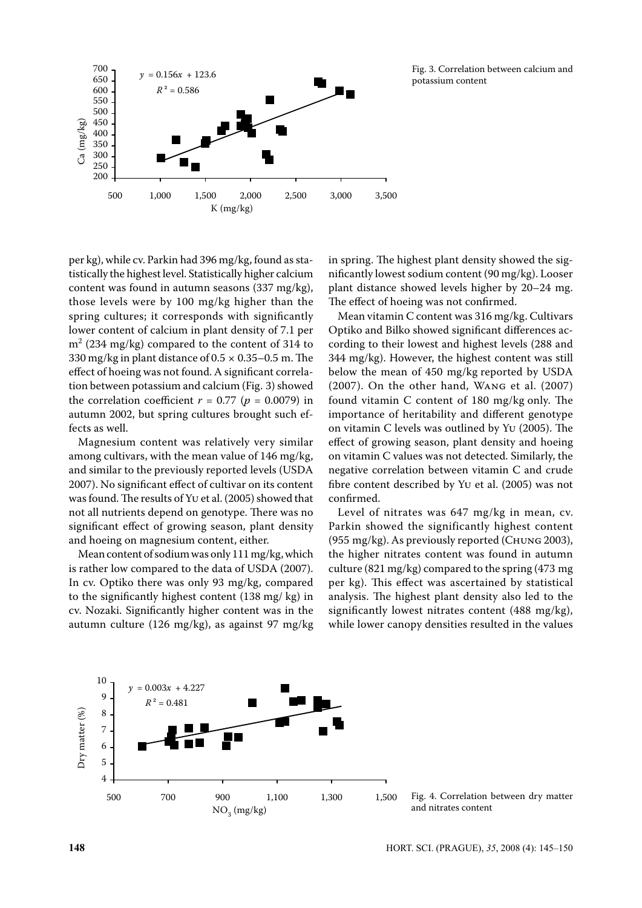Fig. 3. Correlation between calcium and potassium content

per kg), while cv. Parkin had 396 mg/kg, found as statistically the highest level. Statistically higher calcium content was found in autumn seasons (337 mg/kg), those levels were by 100 mg/kg higher than the spring cultures; it corresponds with significantly lower content of calcium in plant density of 7.1 per $m^2$ (234 mg/kg) compared to the content of 314 to 330 mg/kg in plant distance of $0.5 \times 0.35$–0.5 m. The effect of hoeing was not found. A significant correlation between potassium and calcium (Fig. 3) showed the correlation coefficient $r = 0.77$ ($p = 0.0079$) in autumn 2002, but spring cultures brought such effects as well.

Magnesium content was relatively very similar among cultivars, with the mean value of 146 mg/kg, and similar to the previously reported levels (USDA 2007). No significant effect of cultivar on its content was found. The results of Yu et al. (2005) showed that not all nutrients depend on genotype. There was no significant effect of growing season, plant density and hoeing on magnesium content, either.

Mean content of sodium was only 111 mg/kg, which is rather low compared to the data of USDA (2007). In cv. Optiko there was only 93 mg/kg, compared to the significantly highest content (138 mg/ kg) in cv. Nozaki. Significantly higher content was in the autumn culture (126 mg/kg), as against 97 mg/kg in spring. The highest plant density showed the significantly lowest sodium content (90 mg/kg). Looser plant distance showed levels higher by 20–24 mg. The effect of hoeing was not confirmed.

Mean vitamin C content was 316 mg/kg. Cultivars Optiko and Bilko showed significant differences according to their lowest and highest levels (288 and 344 mg/kg). However, the highest content was still below the mean of 450 mg/kg reported by USDA (2007). On the other hand, Wang et al. (2007) found vitamin C content of 180 mg/kg only. The importance of heritability and different genotype on vitamin C levels was outlined by Yu (2005). The effect of growing season, plant density and hoeing on vitamin C values was not detected. Similarly, the negative correlation between vitamin C and crude fibre content described by Yu et al. (2005) was not confirmed.

Level of nitrates was 647 mg/kg in mean, cv. Parkin showed the significantly highest content (955 mg/kg). As previously reported (Chung 2003), the higher nitrates content was found in autumn culture (821 mg/kg) compared to the spring (473 mg per kg). This effect was ascertained by statistical analysis. The highest plant density also led to the significantly lowest nitrates content (488 mg/kg), while lower canopy densities resulted in the values

Fig. 4. Correlation between dry matter and nitrates content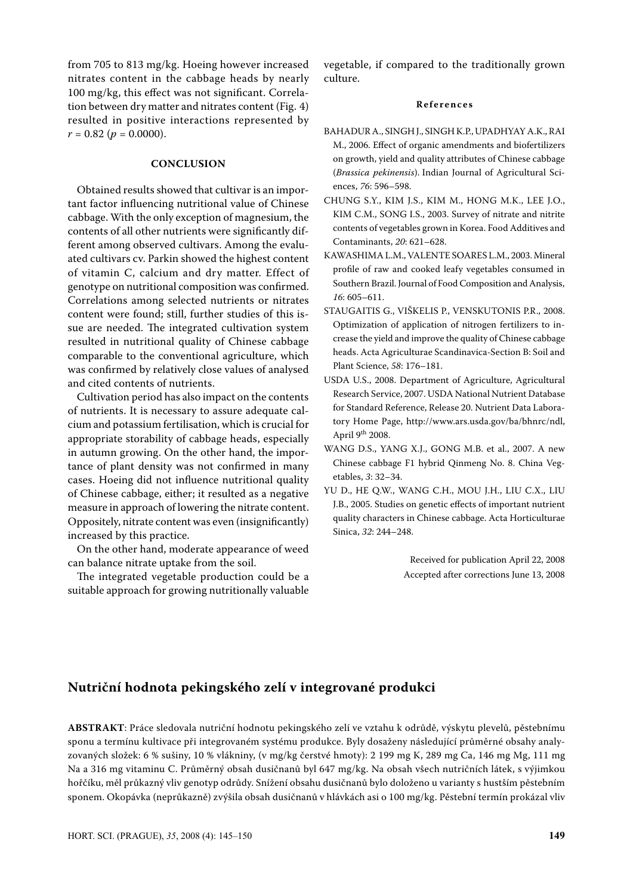from 705 to 813 mg/kg. Hoeing however increased nitrates content in the cabbage heads by nearly 100 mg/kg, this effect was not significant. Correlation between dry matter and nitrates content (Fig. 4) resulted in positive interactions represented by $r = 0.82$ ($p = 0.0000$).

## CONCLUSION

Obtained results showed that cultivar is an important factor influencing nutritional value of Chinese cabbage. With the only exception of magnesium, the contents of all other nutrients were significantly different among observed cultivars. Among the evaluated cultivars cv. Parkin showed the highest content of vitamin C, calcium and dry matter. Effect of genotype on nutritional composition was confirmed. Correlations among selected nutrients or nitrates content were found; still, further studies of this issue are needed. The integrated cultivation system resulted in nutritional quality of Chinese cabbage comparable to the conventional agriculture, which was confirmed by relatively close values of analysed and cited contents of nutrients.

Cultivation period has also impact on the contents of nutrients. It is necessary to assure adequate calcium and potassium fertilisation, which is crucial for appropriate storability of cabbage heads, especially in autumn growing. On the other hand, the importance of plant density was not confirmed in many cases. Hoeing did not influence nutritional quality of Chinese cabbage, either; it resulted as a negative measure in approach of lowering the nitrate content. Oppositely, nitrate content was even (insignificantly) increased by this practice.

On the other hand, moderate appearance of weed can balance nitrate uptake from the soil.

The integrated vegetable production could be a suitable approach for growing nutritionally valuable vegetable, if compared to the traditionally grown culture.

### References

BAHADUR A., SINGH J., SINGH K.P., UPADHYAY A.K., RAI M., 2006. Effect of organic amendments and biofertilizers on growth, yield and quality attributes of Chinese cabbage (*Brassica pekinensis*). Indian Journal of Agricultural Sciences, *76*: 596–598.

CHUNG S.Y., KIM J.S., KIM M., HONG M.K., LEE J.O., KIM C.M., SONG I.S., 2003. Survey of nitrate and nitrite contents of vegetables grown in Korea. Food Additives and Contaminants, *20*: 621–628.

KAWASHIMA L.M., VALENTE SOARES L.M., 2003. Mineral profile of raw and cooked leafy vegetables consumed in Southern Brazil. Journal of Food Composition and Analysis, *16*: 605–611.

STAUGAITIS G., VIŠKELIS P., VENSKUTONIS P.R., 2008. Optimization of application of nitrogen fertilizers to increase the yield and improve the quality of Chinese cabbage heads. Acta Agriculturae Scandinavica-Section B: Soil and Plant Science, *58*: 176–181.

USDA U.S., 2008. Department of Agriculture, Agricultural Research Service, 2007. USDA National Nutrient Database for Standard Reference, Release 20. Nutrient Data Laboratory Home Page, http://www.ars.usda.gov/ba/bhnrc/ndl, April 9th 2008.

WANG D.S., YANG X.J., GONG M.B. et al., 2007. A new Chinese cabbage F1 hybrid Qinmeng No. 8. China Vegetables, *3*: 32–34.

YU D., HE Q.W., WANG C.H., MOU J.H., LIU C.X., LIU J.B., 2005. Studies on genetic effects of important nutrient quality characters in Chinese cabbage. Acta Horticulturae Sinica, *32*: 244–248.

Received for publication April 22, 2008
Accepted after corrections June 13, 2008

## Nutriční hodnota pekingského zelí v integrované produkci

**ABSTRAKT**: Práce sledovala nutriční hodnotu pekingského zelí ve vztahu k odrůdě, výskytu plevelů, pěstebnímu sponu a termínu kultivace při integrovaném systému produkce. Byly dosaženy následující průměrné obsahy analyzovaných složek: 6 % sušiny, 10 % vlákniny, (v mg/kg čerstvé hmoty): 2 199 mg K, 289 mg Ca, 146 mg Mg, 111 mg Na a 316 mg vitaminu C. Průměrný obsah dusičnanů byl 647 mg/kg. Na obsah všech nutričních látek, s výjimkou hořčíku, měl průkazný vliv genotyp odrůdy. Snížení obsahu dusičnanů bylo doloženo u varianty s hustším pěstebním sponem. Okopávka (neprůkazně) zvýšila obsah dusičnanů v hlávkách asi o 100 mg/kg. Pěstební termín prokázal vliv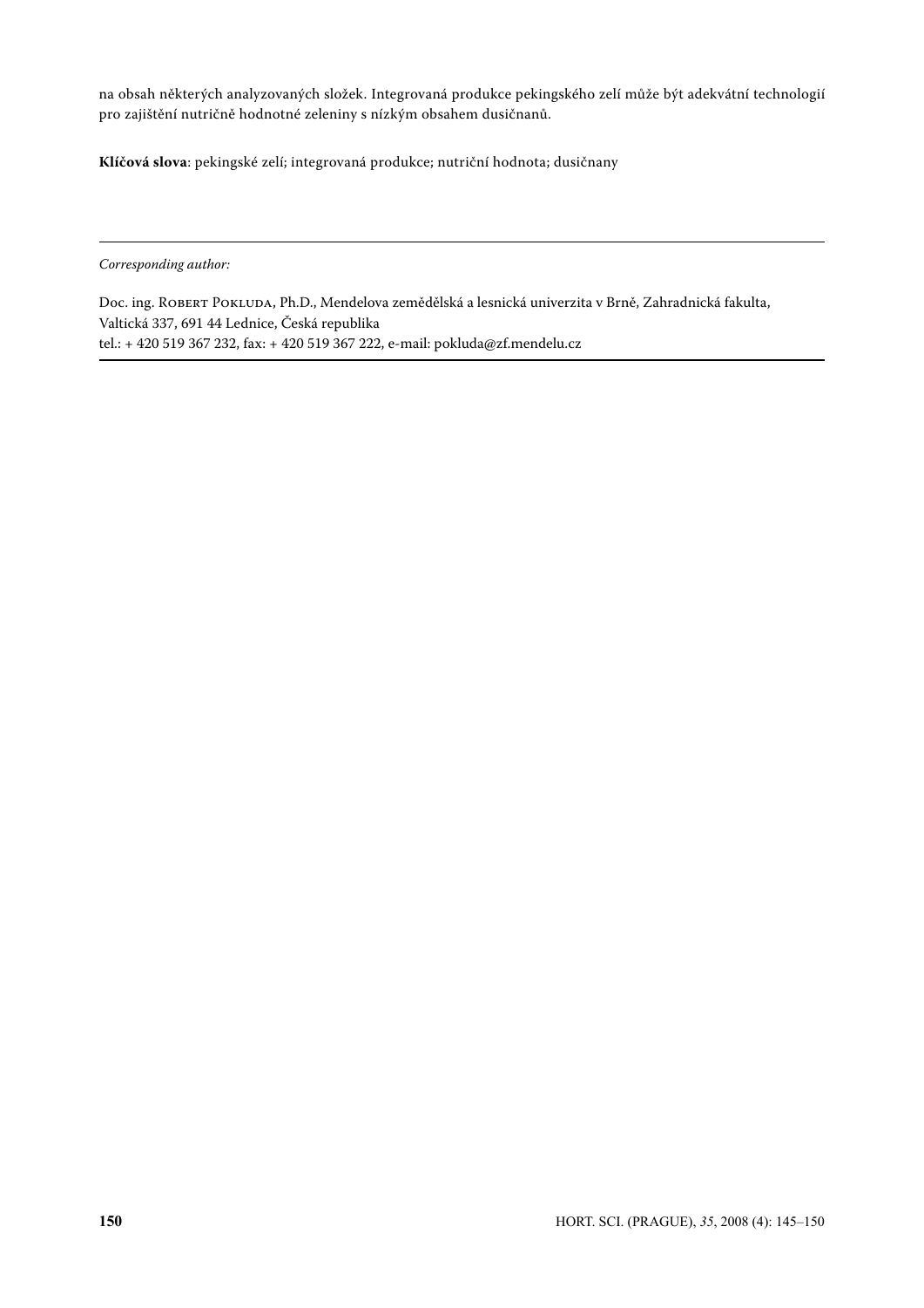na obsah některých analyzovaných složek. Integrovaná produkce pekingského zelí může být adekvátní technologií pro zajištění nutričně hodnotné zeleniny s nízkým obsahem dusičnanů.

**Klíčová slova**: pekingské zelí; integrovaná produkce; nutriční hodnota; dusičnany

---

*Corresponding author:*

Doc. ing. Robert Pokluda, Ph.D., Mendelova zemědělská a lesnická univerzita v Brně, Zahradnická fakulta, Valtická 337, 691 44 Lednice, Česká republika
tel.: + 420 519 367 232, fax: + 420 519 367 222, e-mail: pokluda@zf.mendelu.cz